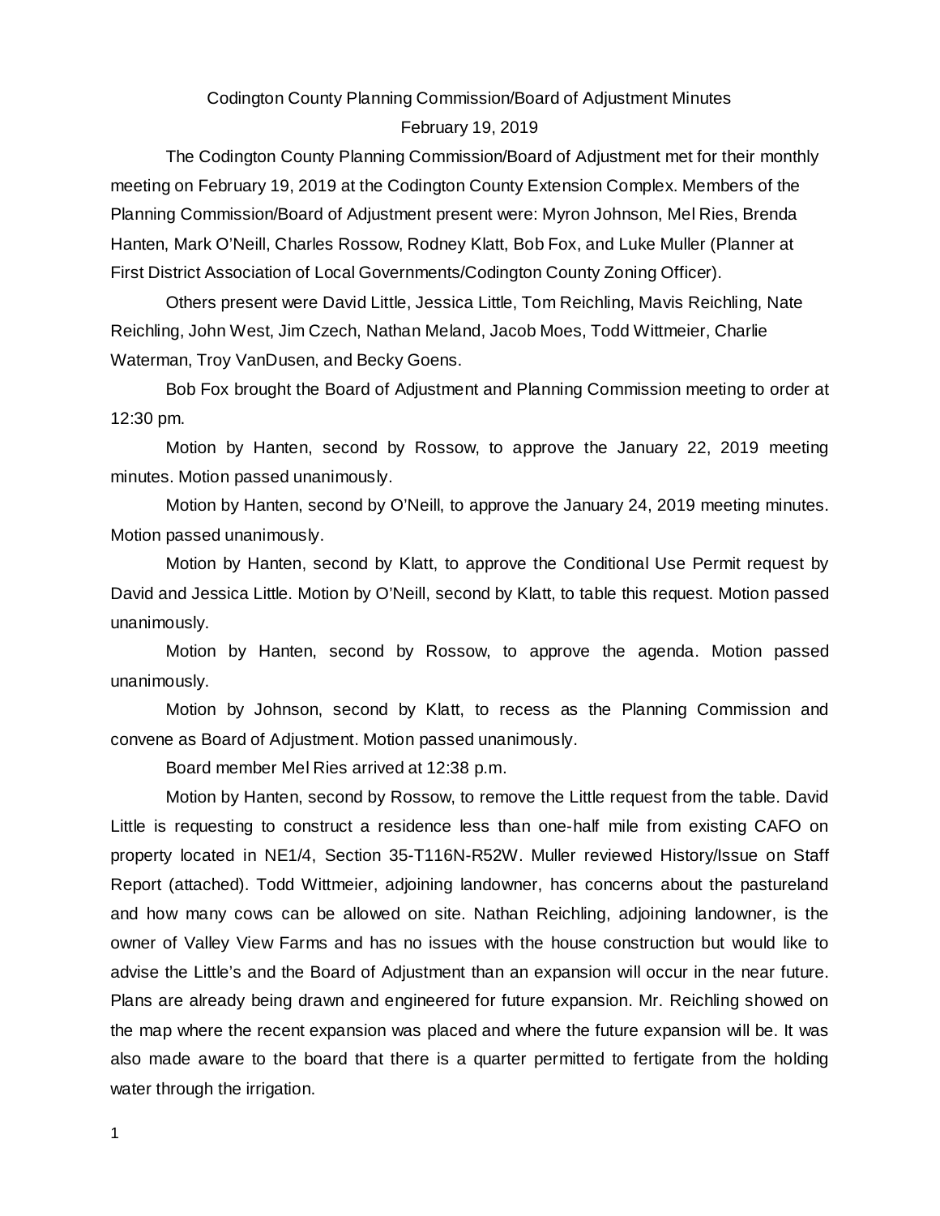# Codington County Planning Commission/Board of Adjustment Minutes

February 19, 2019

The Codington County Planning Commission/Board of Adjustment met for their monthly meeting on February 19, 2019 at the Codington County Extension Complex. Members of the Planning Commission/Board of Adjustment present were: Myron Johnson, Mel Ries, Brenda Hanten, Mark O'Neill, Charles Rossow, Rodney Klatt, Bob Fox, and Luke Muller (Planner at First District Association of Local Governments/Codington County Zoning Officer).

Others present were David Little, Jessica Little, Tom Reichling, Mavis Reichling, Nate Reichling, John West, Jim Czech, Nathan Meland, Jacob Moes, Todd Wittmeier, Charlie Waterman, Troy VanDusen, and Becky Goens.

Bob Fox brought the Board of Adjustment and Planning Commission meeting to order at 12:30 pm.

Motion by Hanten, second by Rossow, to approve the January 22, 2019 meeting minutes. Motion passed unanimously.

Motion by Hanten, second by O'Neill, to approve the January 24, 2019 meeting minutes. Motion passed unanimously.

Motion by Hanten, second by Klatt, to approve the Conditional Use Permit request by David and Jessica Little. Motion by O'Neill, second by Klatt, to table this request. Motion passed unanimously.

Motion by Hanten, second by Rossow, to approve the agenda. Motion passed unanimously.

Motion by Johnson, second by Klatt, to recess as the Planning Commission and convene as Board of Adjustment. Motion passed unanimously.

Board member Mel Ries arrived at 12:38 p.m.

Motion by Hanten, second by Rossow, to remove the Little request from the table. David Little is requesting to construct a residence less than one-half mile from existing CAFO on property located in NE1/4, Section 35-T116N-R52W. Muller reviewed History/Issue on Staff Report (attached). Todd Wittmeier, adjoining landowner, has concerns about the pastureland and how many cows can be allowed on site. Nathan Reichling, adjoining landowner, is the owner of Valley View Farms and has no issues with the house construction but would like to advise the Little's and the Board of Adjustment than an expansion will occur in the near future. Plans are already being drawn and engineered for future expansion. Mr. Reichling showed on the map where the recent expansion was placed and where the future expansion will be. It was also made aware to the board that there is a quarter permitted to fertigate from the holding water through the irrigation.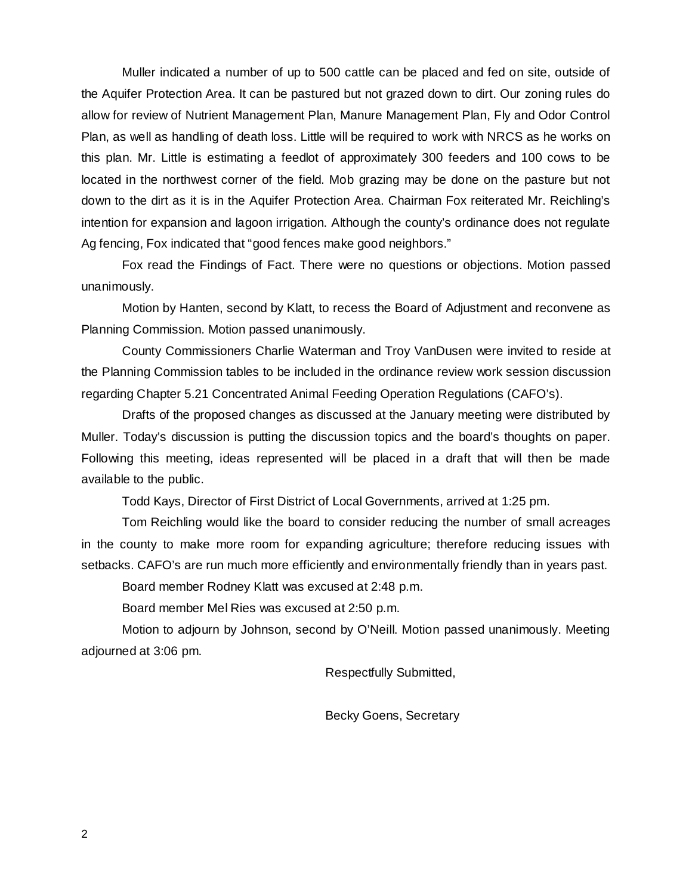Muller indicated a number of up to 500 cattle can be placed and fed on site, outside of the Aquifer Protection Area. It can be pastured but not grazed down to dirt. Our zoning rules do allow for review of Nutrient Management Plan, Manure Management Plan, Fly and Odor Control Plan, as well as handling of death loss. Little will be required to work with NRCS as he works on this plan. Mr. Little is estimating a feedlot of approximately 300 feeders and 100 cows to be located in the northwest corner of the field. Mob grazing may be done on the pasture but not down to the dirt as it is in the Aquifer Protection Area. Chairman Fox reiterated Mr. Reichling's intention for expansion and lagoon irrigation. Although the county's ordinance does not regulate Ag fencing, Fox indicated that "good fences make good neighbors."

Fox read the Findings of Fact. There were no questions or objections. Motion passed unanimously.

Motion by Hanten, second by Klatt, to recess the Board of Adjustment and reconvene as Planning Commission. Motion passed unanimously.

County Commissioners Charlie Waterman and Troy VanDusen were invited to reside at the Planning Commission tables to be included in the ordinance review work session discussion regarding Chapter 5.21 Concentrated Animal Feeding Operation Regulations (CAFO's).

Drafts of the proposed changes as discussed at the January meeting were distributed by Muller. Today's discussion is putting the discussion topics and the board's thoughts on paper. Following this meeting, ideas represented will be placed in a draft that will then be made available to the public.

Todd Kays, Director of First District of Local Governments, arrived at 1:25 pm.

Tom Reichling would like the board to consider reducing the number of small acreages in the county to make more room for expanding agriculture; therefore reducing issues with setbacks. CAFO's are run much more efficiently and environmentally friendly than in years past.

Board member Rodney Klatt was excused at 2:48 p.m.

Board member Mel Ries was excused at 2:50 p.m.

Motion to adjourn by Johnson, second by O'Neill. Motion passed unanimously. Meeting adjourned at 3:06 pm.

Respectfully Submitted,

Becky Goens, Secretary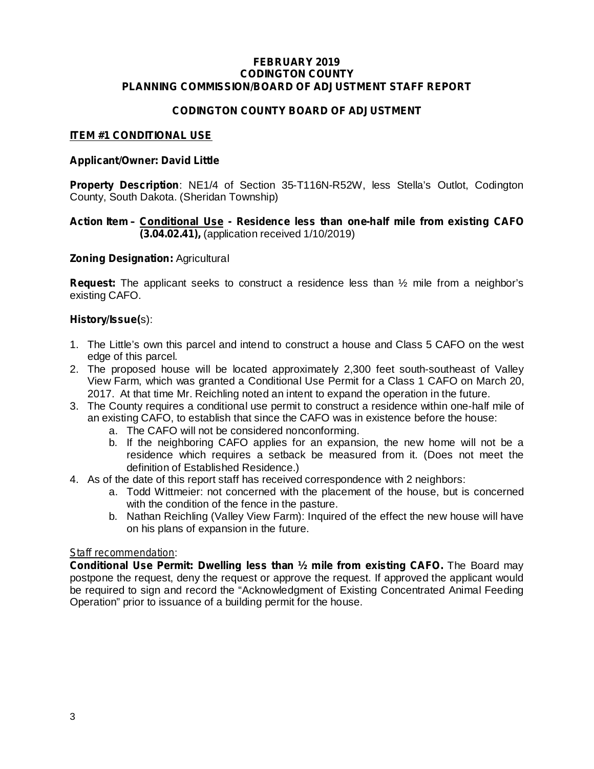**FEBRUARY 2019**
**CODINGTON COUNTY**
**PLANNING COMMISSION/BOARD OF ADJUSTMENT STAFF REPORT**

**CODINGTON COUNTY BOARD OF ADJUSTMENT**

**ITEM #1 CONDITIONAL USE**

**Applicant/Owner: David Little**

**Property Description**: NE1/4 of Section 35-T116N-R52W, less Stella's Outlot, Codington County, South Dakota. (Sheridan Township)

**Action Item – Conditional Use - Residence less than one-half mile from existing CAFO (3.04.02.41),** (application received 1/10/2019)

**Zoning Designation:** Agricultural

**Request:** The applicant seeks to construct a residence less than ½ mile from a neighbor's existing CAFO.

**History/Issue(**s):

1. The Little's own this parcel and intend to construct a house and Class 5 CAFO on the west edge of this parcel.
2. The proposed house will be located approximately 2,300 feet south-southeast of Valley View Farm, which was granted a Conditional Use Permit for a Class 1 CAFO on March 20, 2017. At that time Mr. Reichling noted an intent to expand the operation in the future.
3. The County requires a conditional use permit to construct a residence within one-half mile of an existing CAFO, to establish that since the CAFO was in existence before the house:
   a. The CAFO will not be considered nonconforming.
   b. If the neighboring CAFO applies for an expansion, the new home will not be a residence which requires a setback be measured from it. (Does not meet the definition of Established Residence.)
4. As of the date of this report staff has received correspondence with 2 neighbors:
   a. Todd Wittmeier: not concerned with the placement of the house, but is concerned with the condition of the fence in the pasture.
   b. Nathan Reichling (Valley View Farm): Inquired of the effect the new house will have on his plans of expansion in the future.

*Staff recommendation*:
**Conditional Use Permit: Dwelling less than ½ mile from existing CAFO.** The Board may postpone the request, deny the request or approve the request. If approved the applicant would be required to sign and record the "Acknowledgment of Existing Concentrated Animal Feeding Operation" prior to issuance of a building permit for the house.